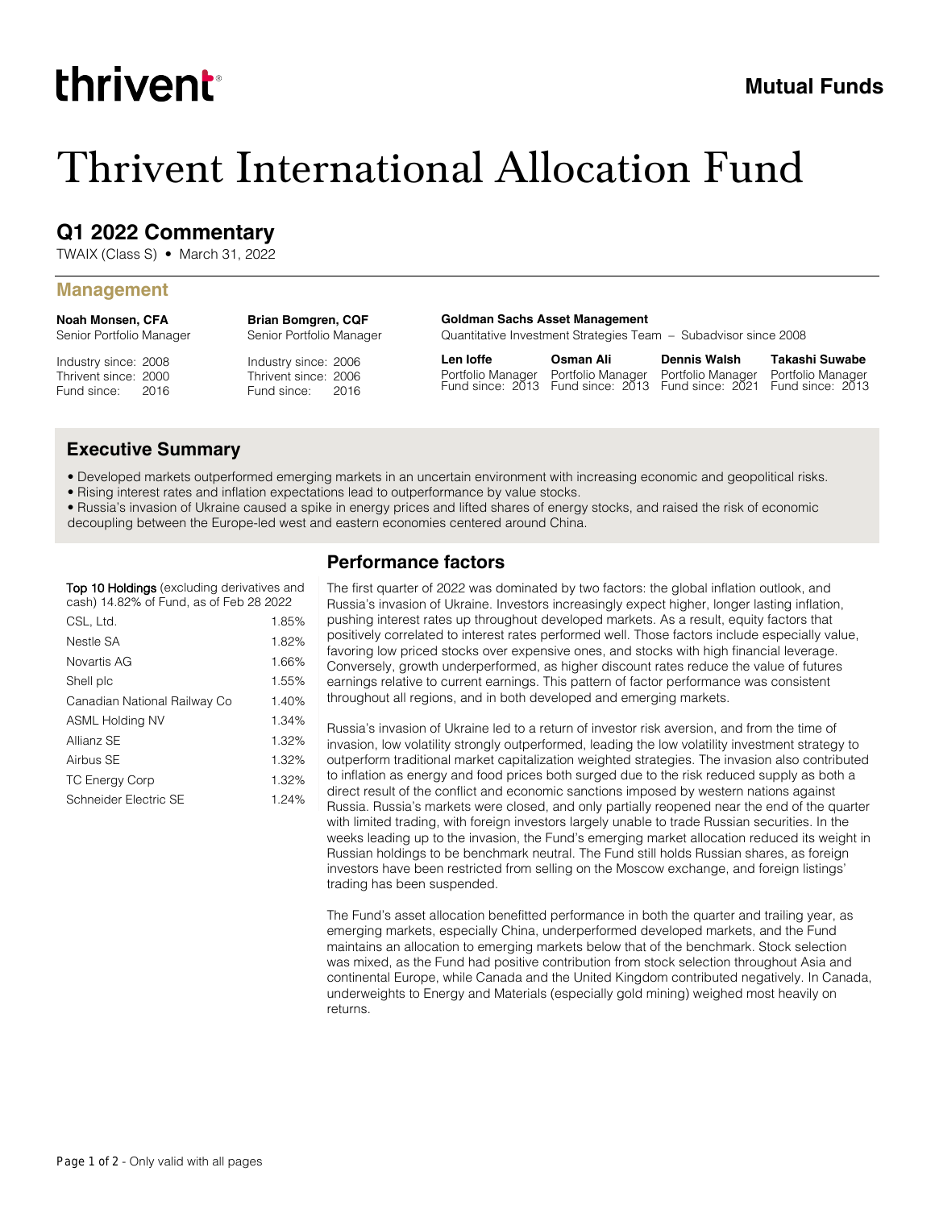thrivent

Mutual Funds

# Thrivent International Allocation Fund

## Q1 2022 Commentary

TWAIX (Class S) • March 31, 2022

### Management

**Noah Monsen, CFA**
Senior Portfolio Manager

Industry since: 2008
Thrivent since: 2000
Fund since: 2016

**Brian Bomgren, CQF**
Senior Portfolio Manager

Industry since: 2006
Thrivent since: 2006
Fund since: 2016

**Goldman Sachs Asset Management**
Quantitative Investment Strategies Team – Subadvisor since 2008

**Len Ioffe**
Portfolio Manager
Fund since: 2013

**Osman Ali**
Portfolio Manager
Fund since: 2013

**Dennis Walsh**
Portfolio Manager
Fund since: 2021

**Takashi Suwabe**
Portfolio Manager
Fund since: 2013

### Executive Summary

- Developed markets outperformed emerging markets in an uncertain environment with increasing economic and geopolitical risks.
- Rising interest rates and inflation expectations lead to outperformance by value stocks.
- Russia's invasion of Ukraine caused a spike in energy prices and lifted shares of energy stocks, and raised the risk of economic decoupling between the Europe-led west and eastern economies centered around China.

**Top 10 Holdings** (excluding derivatives and cash) 14.82% of Fund, as of Feb 28 2022

| Holding | % |
|---|---|
| CSL, Ltd. | 1.85% |
| Nestle SA | 1.82% |
| Novartis AG | 1.66% |
| Shell plc | 1.55% |
| Canadian National Railway Co | 1.40% |
| ASML Holding NV | 1.34% |
| Allianz SE | 1.32% |
| Airbus SE | 1.32% |
| TC Energy Corp | 1.32% |
| Schneider Electric SE | 1.24% |

### Performance factors

The first quarter of 2022 was dominated by two factors: the global inflation outlook, and Russia's invasion of Ukraine. Investors increasingly expect higher, longer lasting inflation, pushing interest rates up throughout developed markets. As a result, equity factors that positively correlated to interest rates performed well. Those factors include especially value, favoring low priced stocks over expensive ones, and stocks with high financial leverage. Conversely, growth underperformed, as higher discount rates reduce the value of futures earnings relative to current earnings. This pattern of factor performance was consistent throughout all regions, and in both developed and emerging markets.

Russia's invasion of Ukraine led to a return of investor risk aversion, and from the time of invasion, low volatility strongly outperformed, leading the low volatility investment strategy to outperform traditional market capitalization weighted strategies. The invasion also contributed to inflation as energy and food prices both surged due to the risk reduced supply as both a direct result of the conflict and economic sanctions imposed by western nations against Russia. Russia's markets were closed, and only partially reopened near the end of the quarter with limited trading, with foreign investors largely unable to trade Russian securities. In the weeks leading up to the invasion, the Fund's emerging market allocation reduced its weight in Russian holdings to be benchmark neutral. The Fund still holds Russian shares, as foreign investors have been restricted from selling on the Moscow exchange, and foreign listings' trading has been suspended.

The Fund's asset allocation benefitted performance in both the quarter and trailing year, as emerging markets, especially China, underperformed developed markets, and the Fund maintains an allocation to emerging markets below that of the benchmark. Stock selection was mixed, as the Fund had positive contribution from stock selection throughout Asia and continental Europe, while Canada and the United Kingdom contributed negatively. In Canada, underweights to Energy and Materials (especially gold mining) weighed most heavily on returns.

Page 1 of 2 - Only valid with all pages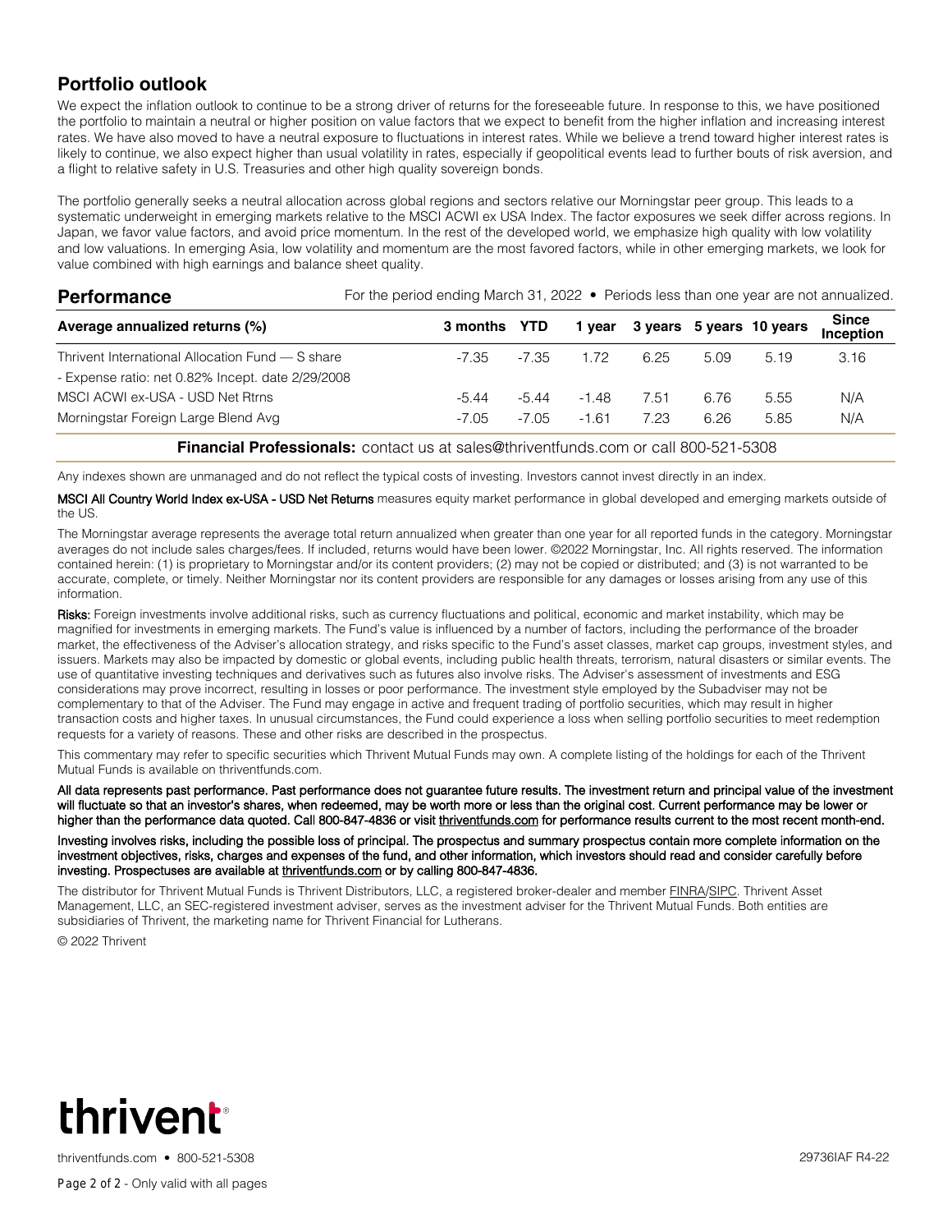## Portfolio outlook

We expect the inflation outlook to continue to be a strong driver of returns for the foreseeable future. In response to this, we have positioned the portfolio to maintain a neutral or higher position on value factors that we expect to benefit from the higher inflation and increasing interest rates. We have also moved to have a neutral exposure to fluctuations in interest rates. While we believe a trend toward higher interest rates is likely to continue, we also expect higher than usual volatility in rates, especially if geopolitical events lead to further bouts of risk aversion, and a flight to relative safety in U.S. Treasuries and other high quality sovereign bonds.

The portfolio generally seeks a neutral allocation across global regions and sectors relative our Morningstar peer group. This leads to a systematic underweight in emerging markets relative to the MSCI ACWI ex USA Index. The factor exposures we seek differ across regions. In Japan, we favor value factors, and avoid price momentum. In the rest of the developed world, we emphasize high quality with low volatility and low valuations. In emerging Asia, low volatility and momentum are the most favored factors, while in other emerging markets, we look for value combined with high earnings and balance sheet quality.

## Performance

For the period ending March 31, 2022 • Periods less than one year are not annualized.

| Average annualized returns (%) | 3 months | YTD | 1 year | 3 years | 5 years | 10 years | Since Inception |
|---|---|---|---|---|---|---|---|
| Thrivent International Allocation Fund — S share | -7.35 | -7.35 | 1.72 | 6.25 | 5.09 | 5.19 | 3.16 |
| - Expense ratio: net 0.82% Incept. date 2/29/2008 | | | | | | | |
| MSCI ACWI ex-USA - USD Net Rtrns | -5.44 | -5.44 | -1.48 | 7.51 | 6.76 | 5.55 | N/A |
| Morningstar Foreign Large Blend Avg | -7.05 | -7.05 | -1.61 | 7.23 | 6.26 | 5.85 | N/A |

**Financial Professionals:** contact us at sales@thriventfunds.com or call 800-521-5308

Any indexes shown are unmanaged and do not reflect the typical costs of investing. Investors cannot invest directly in an index.

**MSCI All Country World Index ex-USA - USD Net Returns** measures equity market performance in global developed and emerging markets outside of the US.

The Morningstar average represents the average total return annualized when greater than one year for all reported funds in the category. Morningstar averages do not include sales charges/fees. If included, returns would have been lower. ©2022 Morningstar, Inc. All rights reserved. The information contained herein: (1) is proprietary to Morningstar and/or its content providers; (2) may not be copied or distributed; and (3) is not warranted to be accurate, complete, or timely. Neither Morningstar nor its content providers are responsible for any damages or losses arising from any use of this information.

**Risks:** Foreign investments involve additional risks, such as currency fluctuations and political, economic and market instability, which may be magnified for investments in emerging markets. The Fund's value is influenced by a number of factors, including the performance of the broader market, the effectiveness of the Adviser's allocation strategy, and risks specific to the Fund's asset classes, market cap groups, investment styles, and issuers. Markets may also be impacted by domestic or global events, including public health threats, terrorism, natural disasters or similar events. The use of quantitative investing techniques and derivatives such as futures also involve risks. The Adviser's assessment of investments and ESG considerations may prove incorrect, resulting in losses or poor performance. The investment style employed by the Subadviser may not be complementary to that of the Adviser. The Fund may engage in active and frequent trading of portfolio securities, which may result in higher transaction costs and higher taxes. In unusual circumstances, the Fund could experience a loss when selling portfolio securities to meet redemption requests for a variety of reasons. These and other risks are described in the prospectus.

This commentary may refer to specific securities which Thrivent Mutual Funds may own. A complete listing of the holdings for each of the Thrivent Mutual Funds is available on thriventfunds.com.

**All data represents past performance. Past performance does not guarantee future results. The investment return and principal value of the investment will fluctuate so that an investor's shares, when redeemed, may be worth more or less than the original cost. Current performance may be lower or higher than the performance data quoted. Call 800-847-4836 or visit thriventfunds.com for performance results current to the most recent month-end.**

**Investing involves risks, including the possible loss of principal. The prospectus and summary prospectus contain more complete information on the investment objectives, risks, charges and expenses of the fund, and other information, which investors should read and consider carefully before investing. Prospectuses are available at thriventfunds.com or by calling 800-847-4836.**

The distributor for Thrivent Mutual Funds is Thrivent Distributors, LLC, a registered broker-dealer and member FINRA/SIPC. Thrivent Asset Management, LLC, an SEC-registered investment adviser, serves as the investment adviser for the Thrivent Mutual Funds. Both entities are subsidiaries of Thrivent, the marketing name for Thrivent Financial for Lutherans.

© 2022 Thrivent

thrivent

thriventfunds.com • 800-521-5308

29736IAF R4-22